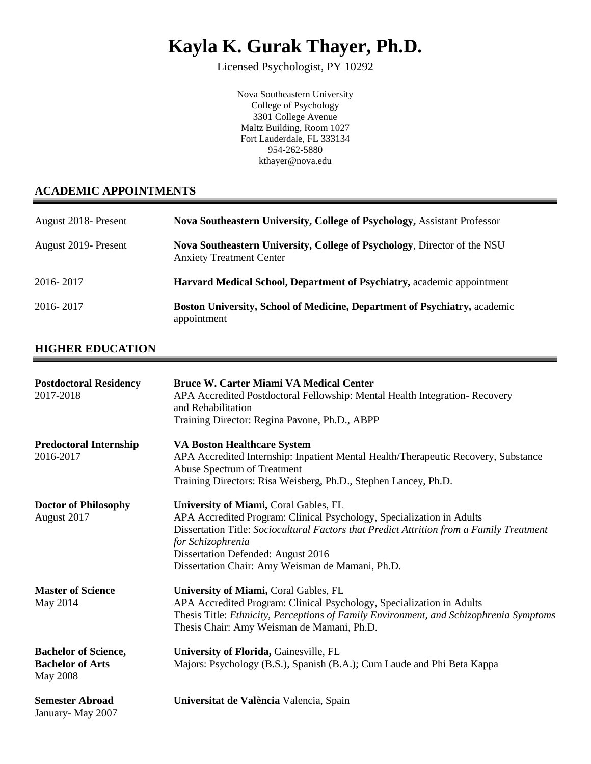# Kayla K. Gurak Thayer, Ph.D.

Licensed Psychologist, PY 10292

Nova Southeastern University
College of Psychology
3301 College Avenue
Maltz Building, Room 1027
Fort Lauderdale, FL 333134
954-262-5880
kthayer@nova.edu

## ACADEMIC APPOINTMENTS

| | |
|---|---|
| August 2018- Present | **Nova Southeastern University, College of Psychology,** Assistant Professor |
| August 2019- Present | **Nova Southeastern University, College of Psychology**, Director of the NSU Anxiety Treatment Center |
| 2016- 2017 | **Harvard Medical School, Department of Psychiatry,** academic appointment |
| 2016- 2017 | **Boston University, School of Medicine, Department of Psychiatry,** academic appointment |

## HIGHER EDUCATION

**Postdoctoral Residency**
2017-2018

**Bruce W. Carter Miami VA Medical Center**
APA Accredited Postdoctoral Fellowship: Mental Health Integration- Recovery and Rehabilitation
Training Director: Regina Pavone, Ph.D., ABPP

**Predoctoral Internship**
2016-2017

**VA Boston Healthcare System**
APA Accredited Internship: Inpatient Mental Health/Therapeutic Recovery, Substance Abuse Spectrum of Treatment
Training Directors: Risa Weisberg, Ph.D., Stephen Lancey, Ph.D.

**Doctor of Philosophy**
August 2017

**University of Miami,** Coral Gables, FL
APA Accredited Program: Clinical Psychology, Specialization in Adults
Dissertation Title: *Sociocultural Factors that Predict Attrition from a Family Treatment for Schizophrenia*
Dissertation Defended: August 2016
Dissertation Chair: Amy Weisman de Mamani, Ph.D.

**Master of Science**
May 2014

**University of Miami,** Coral Gables, FL
APA Accredited Program: Clinical Psychology, Specialization in Adults
Thesis Title: *Ethnicity, Perceptions of Family Environment, and Schizophrenia Symptoms*
Thesis Chair: Amy Weisman de Mamani, Ph.D.

**Bachelor of Science,**
**Bachelor of Arts**
May 2008

**University of Florida,** Gainesville, FL
Majors: Psychology (B.S.), Spanish (B.A.); Cum Laude and Phi Beta Kappa

**Semester Abroad**
January- May 2007

**Universitat de València** Valencia, Spain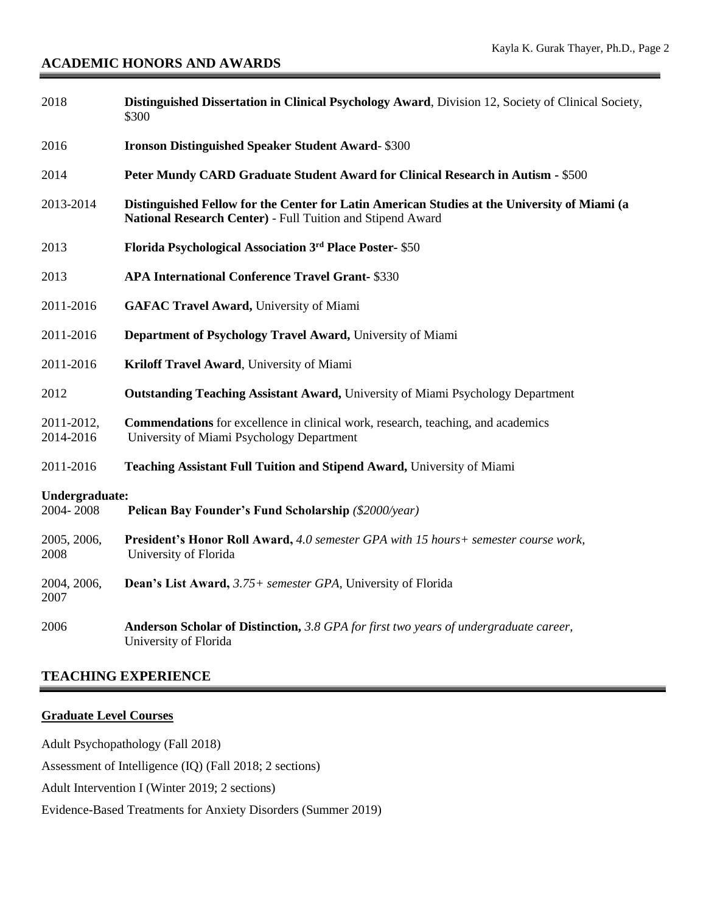## ACADEMIC HONORS AND AWARDS

2018 **Distinguished Dissertation in Clinical Psychology Award**, Division 12, Society of Clinical Society, $300

2016 **Ironson Distinguished Speaker Student Award**- $300

2014 **Peter Mundy CARD Graduate Student Award for Clinical Research in Autism** - $500

2013-2014 **Distinguished Fellow for the Center for Latin American Studies at the University of Miami (a National Research Center)** - Full Tuition and Stipend Award

2013 **Florida Psychological Association 3rd Place Poster-** $50

2013 **APA International Conference Travel Grant-** $330

2011-2016 **GAFAC Travel Award,** University of Miami

2011-2016 **Department of Psychology Travel Award,** University of Miami

2011-2016 **Kriloff Travel Award**, University of Miami

2012 **Outstanding Teaching Assistant Award,** University of Miami Psychology Department

2011-2012, 2014-2016 **Commendations** for excellence in clinical work, research, teaching, and academics University of Miami Psychology Department

2011-2016 **Teaching Assistant Full Tuition and Stipend Award,** University of Miami

**Undergraduate:**

2004- 2008 **Pelican Bay Founder's Fund Scholarship** *($2000/year)*

2005, 2006, 2008 **President's Honor Roll Award,** *4.0 semester GPA with 15 hours+ semester course work,* University of Florida

2004, 2006, 2007 **Dean's List Award,** *3.75+ semester GPA*, University of Florida

2006 **Anderson Scholar of Distinction,** *3.8 GPA for first two years of undergraduate career,* University of Florida

## TEACHING EXPERIENCE

### Graduate Level Courses

Adult Psychopathology (Fall 2018)

Assessment of Intelligence (IQ) (Fall 2018; 2 sections)

Adult Intervention I (Winter 2019; 2 sections)

Evidence-Based Treatments for Anxiety Disorders (Summer 2019)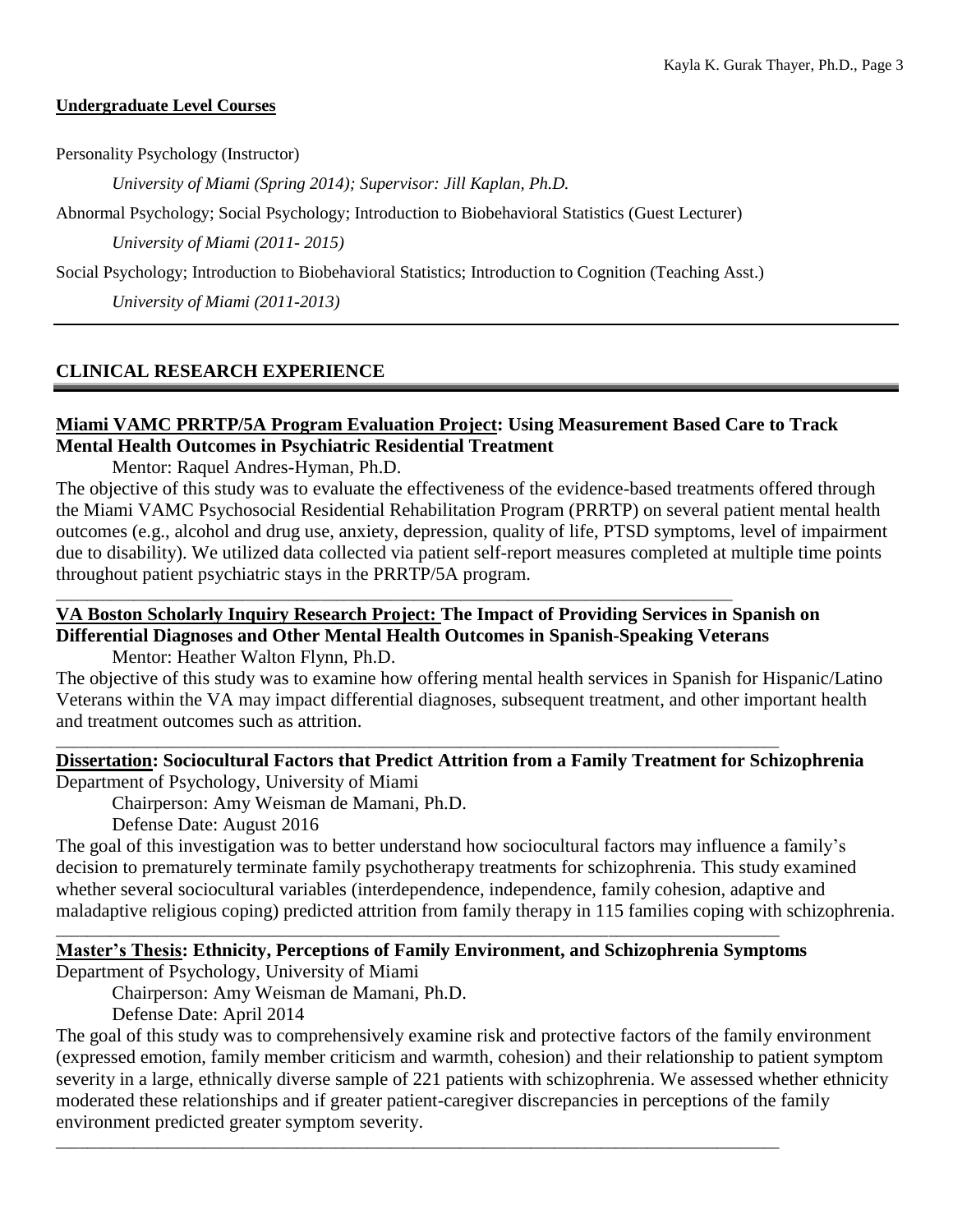**Undergraduate Level Courses**

Personality Psychology (Instructor)

*University of Miami (Spring 2014); Supervisor: Jill Kaplan, Ph.D.*

Abnormal Psychology; Social Psychology; Introduction to Biobehavioral Statistics (Guest Lecturer)

*University of Miami (2011- 2015)*

Social Psychology; Introduction to Biobehavioral Statistics; Introduction to Cognition (Teaching Asst.)

*University of Miami (2011-2013)*

---

## CLINICAL RESEARCH EXPERIENCE

**Miami VAMC PRRTP/5A Program Evaluation Project: Using Measurement Based Care to Track Mental Health Outcomes in Psychiatric Residential Treatment**

Mentor: Raquel Andres-Hyman, Ph.D.

The objective of this study was to evaluate the effectiveness of the evidence-based treatments offered through the Miami VAMC Psychosocial Residential Rehabilitation Program (PRRTP) on several patient mental health outcomes (e.g., alcohol and drug use, anxiety, depression, quality of life, PTSD symptoms, level of impairment due to disability). We utilized data collected via patient self-report measures completed at multiple time points throughout patient psychiatric stays in the PRRTP/5A program.

---

**VA Boston Scholarly Inquiry Research Project: The Impact of Providing Services in Spanish on Differential Diagnoses and Other Mental Health Outcomes in Spanish-Speaking Veterans**

Mentor: Heather Walton Flynn, Ph.D.

The objective of this study was to examine how offering mental health services in Spanish for Hispanic/Latino Veterans within the VA may impact differential diagnoses, subsequent treatment, and other important health and treatment outcomes such as attrition.

---

**Dissertation: Sociocultural Factors that Predict Attrition from a Family Treatment for Schizophrenia**

Department of Psychology, University of Miami

Chairperson: Amy Weisman de Mamani, Ph.D.

Defense Date: August 2016

The goal of this investigation was to better understand how sociocultural factors may influence a family's decision to prematurely terminate family psychotherapy treatments for schizophrenia. This study examined whether several sociocultural variables (interdependence, independence, family cohesion, adaptive and maladaptive religious coping) predicted attrition from family therapy in 115 families coping with schizophrenia.

---

**Master's Thesis: Ethnicity, Perceptions of Family Environment, and Schizophrenia Symptoms**

Department of Psychology, University of Miami

Chairperson: Amy Weisman de Mamani, Ph.D.

Defense Date: April 2014

The goal of this study was to comprehensively examine risk and protective factors of the family environment (expressed emotion, family member criticism and warmth, cohesion) and their relationship to patient symptom severity in a large, ethnically diverse sample of 221 patients with schizophrenia. We assessed whether ethnicity moderated these relationships and if greater patient-caregiver discrepancies in perceptions of the family environment predicted greater symptom severity.

---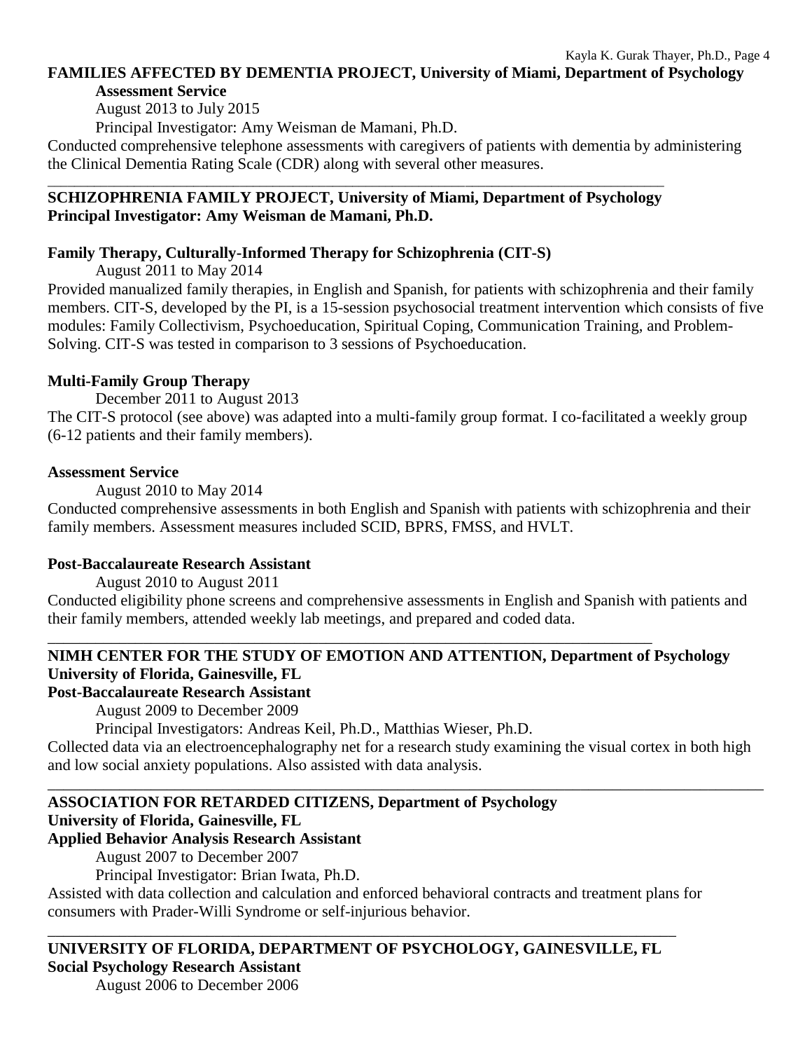**FAMILIES AFFECTED BY DEMENTIA PROJECT, University of Miami, Department of Psychology**

**Assessment Service**

August 2013 to July 2015

Principal Investigator: Amy Weisman de Mamani, Ph.D.

Conducted comprehensive telephone assessments with caregivers of patients with dementia by administering the Clinical Dementia Rating Scale (CDR) along with several other measures.

---

**SCHIZOPHRENIA FAMILY PROJECT, University of Miami, Department of Psychology**
**Principal Investigator: Amy Weisman de Mamani, Ph.D.**

**Family Therapy, Culturally-Informed Therapy for Schizophrenia (CIT-S)**

August 2011 to May 2014

Provided manualized family therapies, in English and Spanish, for patients with schizophrenia and their family members. CIT-S, developed by the PI, is a 15-session psychosocial treatment intervention which consists of five modules: Family Collectivism, Psychoeducation, Spiritual Coping, Communication Training, and Problem-Solving. CIT-S was tested in comparison to 3 sessions of Psychoeducation.

**Multi-Family Group Therapy**

December 2011 to August 2013

The CIT-S protocol (see above) was adapted into a multi-family group format. I co-facilitated a weekly group (6-12 patients and their family members).

**Assessment Service**

August 2010 to May 2014

Conducted comprehensive assessments in both English and Spanish with patients with schizophrenia and their family members. Assessment measures included SCID, BPRS, FMSS, and HVLT.

**Post-Baccalaureate Research Assistant**

August 2010 to August 2011

Conducted eligibility phone screens and comprehensive assessments in English and Spanish with patients and their family members, attended weekly lab meetings, and prepared and coded data.

---

**NIMH CENTER FOR THE STUDY OF EMOTION AND ATTENTION, Department of Psychology**
**University of Florida, Gainesville, FL**
**Post-Baccalaureate Research Assistant**

August 2009 to December 2009

Principal Investigators: Andreas Keil, Ph.D., Matthias Wieser, Ph.D.

Collected data via an electroencephalography net for a research study examining the visual cortex in both high and low social anxiety populations. Also assisted with data analysis.

---

**ASSOCIATION FOR RETARDED CITIZENS, Department of Psychology**
**University of Florida, Gainesville, FL**
**Applied Behavior Analysis Research Assistant**

August 2007 to December 2007

Principal Investigator: Brian Iwata, Ph.D.

Assisted with data collection and calculation and enforced behavioral contracts and treatment plans for consumers with Prader-Willi Syndrome or self-injurious behavior.

---

**UNIVERSITY OF FLORIDA, DEPARTMENT OF PSYCHOLOGY, GAINESVILLE, FL**
**Social Psychology Research Assistant**

August 2006 to December 2006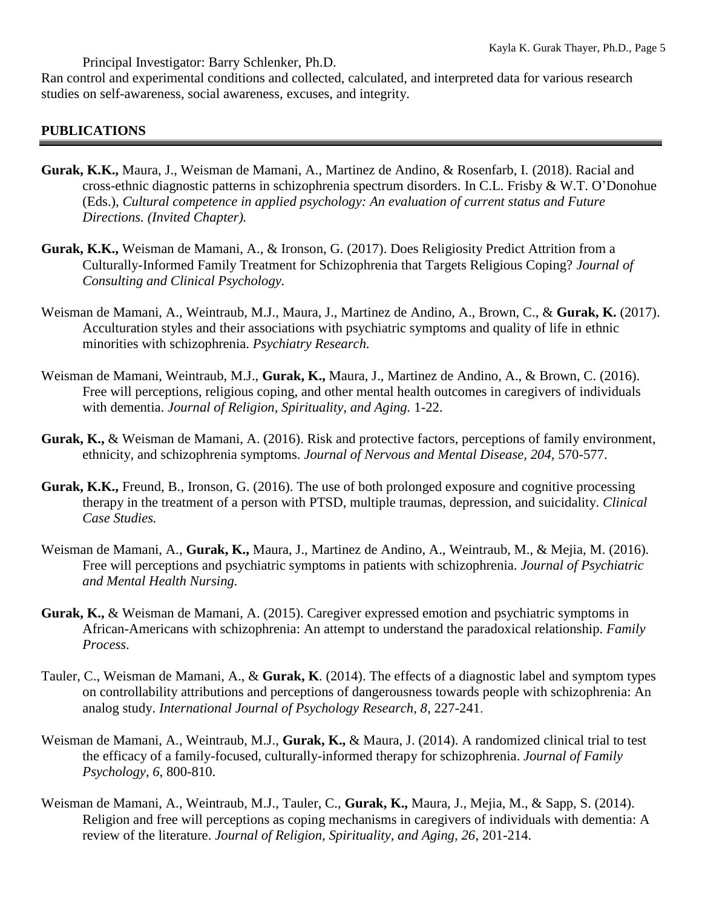Principal Investigator: Barry Schlenker, Ph.D.

Ran control and experimental conditions and collected, calculated, and interpreted data for various research studies on self-awareness, social awareness, excuses, and integrity.

## PUBLICATIONS

**Gurak, K.K.,** Maura, J., Weisman de Mamani, A., Martinez de Andino, & Rosenfarb, I. (2018). Racial and cross-ethnic diagnostic patterns in schizophrenia spectrum disorders. In C.L. Frisby & W.T. O'Donohue (Eds.), *Cultural competence in applied psychology: An evaluation of current status and Future Directions. (Invited Chapter).*

**Gurak, K.K.,** Weisman de Mamani, A., & Ironson, G. (2017). Does Religiosity Predict Attrition from a Culturally-Informed Family Treatment for Schizophrenia that Targets Religious Coping? *Journal of Consulting and Clinical Psychology.*

Weisman de Mamani, A., Weintraub, M.J., Maura, J., Martinez de Andino, A., Brown, C., & **Gurak, K.** (2017). Acculturation styles and their associations with psychiatric symptoms and quality of life in ethnic minorities with schizophrenia. *Psychiatry Research.*

Weisman de Mamani, Weintraub, M.J., **Gurak, K.,** Maura, J., Martinez de Andino, A., & Brown, C. (2016). Free will perceptions, religious coping, and other mental health outcomes in caregivers of individuals with dementia. *Journal of Religion, Spirituality, and Aging.* 1-22.

**Gurak, K.,** & Weisman de Mamani, A. (2016). Risk and protective factors, perceptions of family environment, ethnicity, and schizophrenia symptoms. *Journal of Nervous and Mental Disease, 204,* 570-577.

**Gurak, K.K.,** Freund, B., Ironson, G. (2016). The use of both prolonged exposure and cognitive processing therapy in the treatment of a person with PTSD, multiple traumas, depression, and suicidality. *Clinical Case Studies.*

Weisman de Mamani, A., **Gurak, K.,** Maura, J., Martinez de Andino, A., Weintraub, M., & Mejia, M. (2016). Free will perceptions and psychiatric symptoms in patients with schizophrenia. *Journal of Psychiatric and Mental Health Nursing.*

**Gurak, K.,** & Weisman de Mamani, A. (2015). Caregiver expressed emotion and psychiatric symptoms in African-Americans with schizophrenia: An attempt to understand the paradoxical relationship. *Family Process*.

Tauler, C., Weisman de Mamani, A., & **Gurak, K**. (2014). The effects of a diagnostic label and symptom types on controllability attributions and perceptions of dangerousness towards people with schizophrenia: An analog study. *International Journal of Psychology Research, 8,* 227-241.

Weisman de Mamani, A., Weintraub, M.J., **Gurak, K.,** & Maura, J. (2014). A randomized clinical trial to test the efficacy of a family-focused, culturally-informed therapy for schizophrenia. *Journal of Family Psychology, 6,* 800-810.

Weisman de Mamani, A., Weintraub, M.J., Tauler, C., **Gurak, K.,** Maura, J., Mejia, M., & Sapp, S. (2014). Religion and free will perceptions as coping mechanisms in caregivers of individuals with dementia: A review of the literature. *Journal of Religion, Spirituality, and Aging, 26,* 201-214.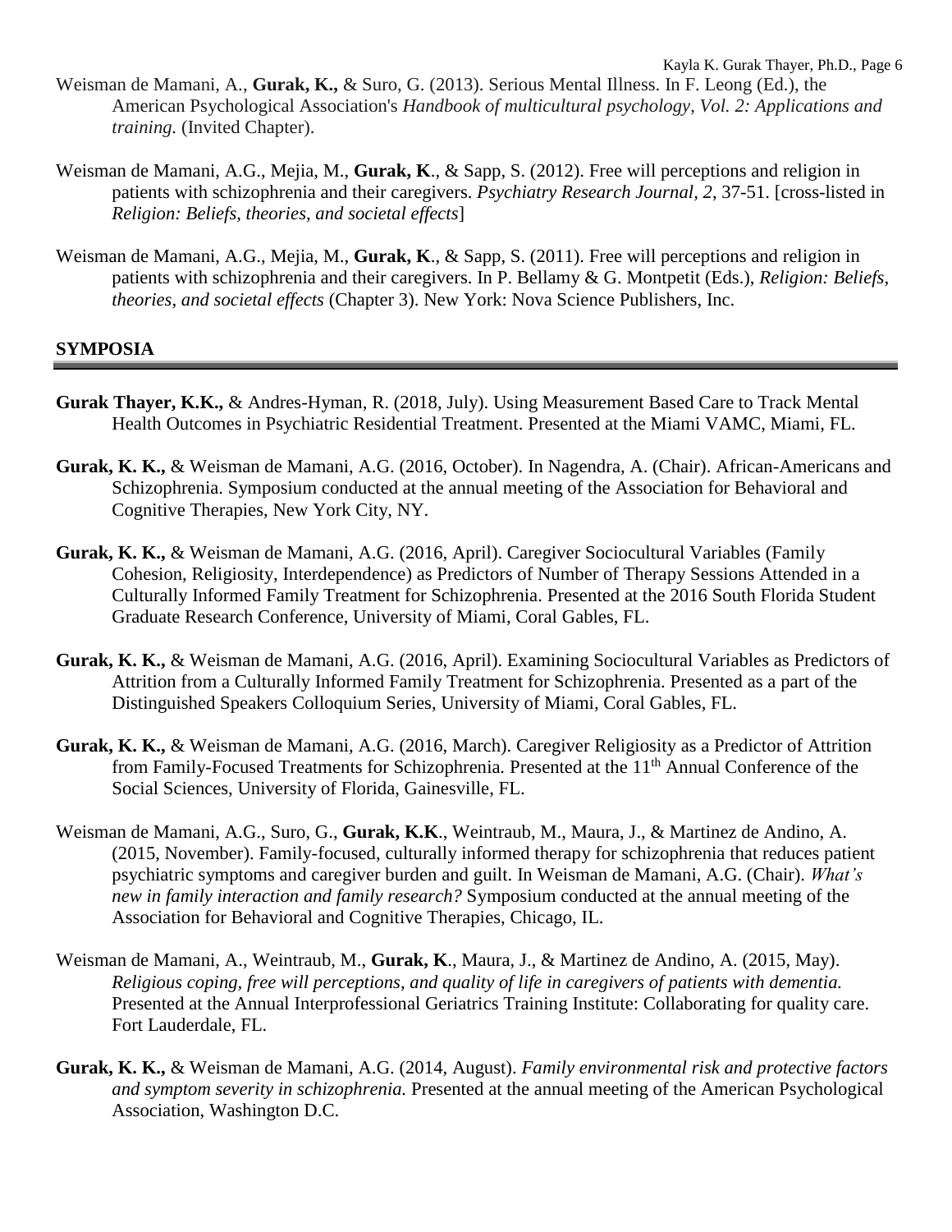Weisman de Mamani, A., **Gurak, K.,** & Suro, G. (2013). Serious Mental Illness. In F. Leong (Ed.), the American Psychological Association's *Handbook of multicultural psychology, Vol. 2: Applications and training.* (Invited Chapter).

Weisman de Mamani, A.G., Mejia, M., **Gurak, K**., & Sapp, S. (2012). Free will perceptions and religion in patients with schizophrenia and their caregivers. *Psychiatry Research Journal, 2*, 37-51. [cross-listed in *Religion: Beliefs, theories, and societal effects*]

Weisman de Mamani, A.G., Mejia, M., **Gurak, K**., & Sapp, S. (2011). Free will perceptions and religion in patients with schizophrenia and their caregivers. In P. Bellamy & G. Montpetit (Eds.), *Religion: Beliefs, theories, and societal effects* (Chapter 3). New York: Nova Science Publishers, Inc.

## SYMPOSIA

**Gurak Thayer, K.K.,** & Andres-Hyman, R. (2018, July). Using Measurement Based Care to Track Mental Health Outcomes in Psychiatric Residential Treatment. Presented at the Miami VAMC, Miami, FL.

**Gurak, K. K.,** & Weisman de Mamani, A.G. (2016, October). In Nagendra, A. (Chair). African-Americans and Schizophrenia. Symposium conducted at the annual meeting of the Association for Behavioral and Cognitive Therapies, New York City, NY.

**Gurak, K. K.,** & Weisman de Mamani, A.G. (2016, April). Caregiver Sociocultural Variables (Family Cohesion, Religiosity, Interdependence) as Predictors of Number of Therapy Sessions Attended in a Culturally Informed Family Treatment for Schizophrenia. Presented at the 2016 South Florida Student Graduate Research Conference, University of Miami, Coral Gables, FL.

**Gurak, K. K.,** & Weisman de Mamani, A.G. (2016, April). Examining Sociocultural Variables as Predictors of Attrition from a Culturally Informed Family Treatment for Schizophrenia. Presented as a part of the Distinguished Speakers Colloquium Series, University of Miami, Coral Gables, FL.

**Gurak, K. K.,** & Weisman de Mamani, A.G. (2016, March). Caregiver Religiosity as a Predictor of Attrition from Family-Focused Treatments for Schizophrenia. Presented at the 11th Annual Conference of the Social Sciences, University of Florida, Gainesville, FL.

Weisman de Mamani, A.G., Suro, G., **Gurak, K.K**., Weintraub, M., Maura, J., & Martinez de Andino, A. (2015, November). Family-focused, culturally informed therapy for schizophrenia that reduces patient psychiatric symptoms and caregiver burden and guilt. In Weisman de Mamani, A.G. (Chair). *What's new in family interaction and family research?* Symposium conducted at the annual meeting of the Association for Behavioral and Cognitive Therapies, Chicago, IL.

Weisman de Mamani, A., Weintraub, M., **Gurak, K**., Maura, J., & Martinez de Andino, A. (2015, May). *Religious coping, free will perceptions, and quality of life in caregivers of patients with dementia.* Presented at the Annual Interprofessional Geriatrics Training Institute: Collaborating for quality care. Fort Lauderdale, FL.

**Gurak, K. K.,** & Weisman de Mamani, A.G. (2014, August). *Family environmental risk and protective factors and symptom severity in schizophrenia.* Presented at the annual meeting of the American Psychological Association, Washington D.C.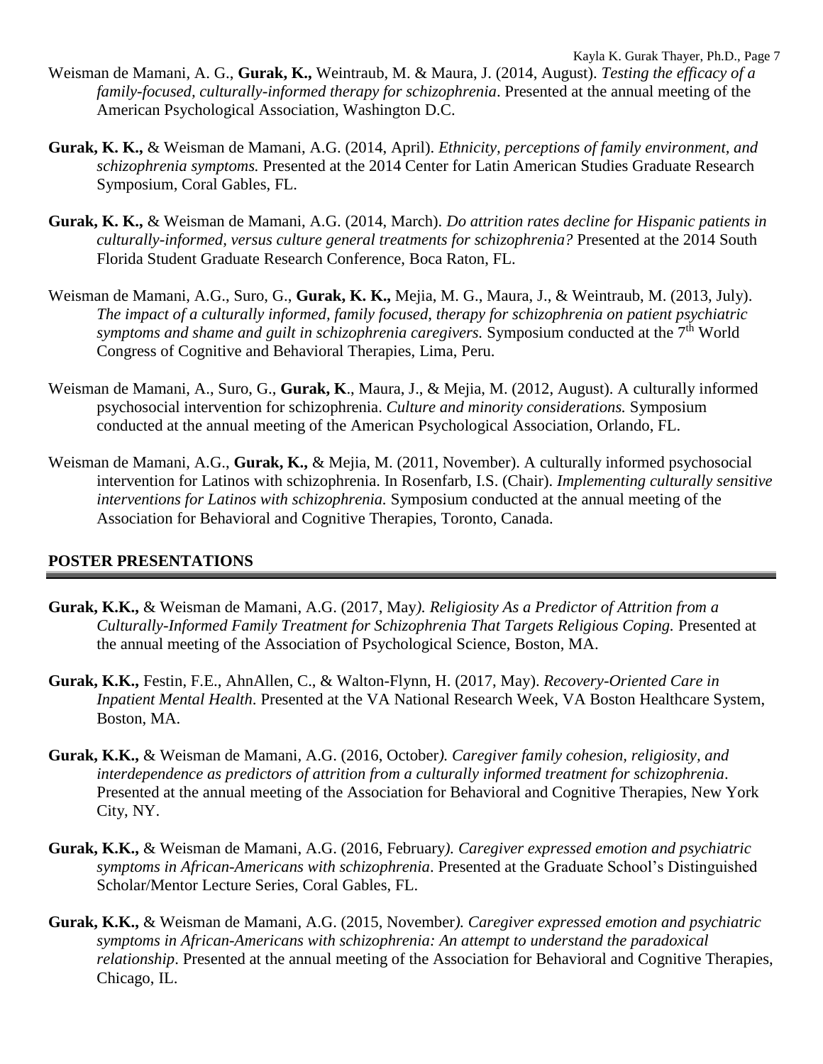Weisman de Mamani, A. G., **Gurak, K.,** Weintraub, M. & Maura, J. (2014, August). *Testing the efficacy of a family-focused, culturally-informed therapy for schizophrenia*. Presented at the annual meeting of the American Psychological Association, Washington D.C.

**Gurak, K. K.,** & Weisman de Mamani, A.G. (2014, April). *Ethnicity, perceptions of family environment, and schizophrenia symptoms.* Presented at the 2014 Center for Latin American Studies Graduate Research Symposium, Coral Gables, FL.

**Gurak, K. K.,** & Weisman de Mamani, A.G. (2014, March). *Do attrition rates decline for Hispanic patients in culturally-informed, versus culture general treatments for schizophrenia?* Presented at the 2014 South Florida Student Graduate Research Conference, Boca Raton, FL.

Weisman de Mamani, A.G., Suro, G., **Gurak, K. K.,** Mejia, M. G., Maura, J., & Weintraub, M. (2013, July). *The impact of a culturally informed, family focused, therapy for schizophrenia on patient psychiatric symptoms and shame and guilt in schizophrenia caregivers.* Symposium conducted at the 7th World Congress of Cognitive and Behavioral Therapies, Lima, Peru.

Weisman de Mamani, A., Suro, G., **Gurak, K**., Maura, J., & Mejia, M. (2012, August). A culturally informed psychosocial intervention for schizophrenia. *Culture and minority considerations.* Symposium conducted at the annual meeting of the American Psychological Association, Orlando, FL.

Weisman de Mamani, A.G., **Gurak, K.,** & Mejia, M. (2011, November). A culturally informed psychosocial intervention for Latinos with schizophrenia. In Rosenfarb, I.S. (Chair). *Implementing culturally sensitive interventions for Latinos with schizophrenia.* Symposium conducted at the annual meeting of the Association for Behavioral and Cognitive Therapies, Toronto, Canada.

## POSTER PRESENTATIONS

**Gurak, K.K.,** & Weisman de Mamani, A.G. (2017, May*). Religiosity As a Predictor of Attrition from a Culturally-Informed Family Treatment for Schizophrenia That Targets Religious Coping.* Presented at the annual meeting of the Association of Psychological Science, Boston, MA.

**Gurak, K.K.,** Festin, F.E., AhnAllen, C., & Walton-Flynn, H. (2017, May). *Recovery-Oriented Care in Inpatient Mental Health*. Presented at the VA National Research Week, VA Boston Healthcare System, Boston, MA.

**Gurak, K.K.,** & Weisman de Mamani, A.G. (2016, October*). Caregiver family cohesion, religiosity, and interdependence as predictors of attrition from a culturally informed treatment for schizophrenia*. Presented at the annual meeting of the Association for Behavioral and Cognitive Therapies, New York City, NY.

**Gurak, K.K.,** & Weisman de Mamani, A.G. (2016, February*). Caregiver expressed emotion and psychiatric symptoms in African-Americans with schizophrenia*. Presented at the Graduate School's Distinguished Scholar/Mentor Lecture Series, Coral Gables, FL.

**Gurak, K.K.,** & Weisman de Mamani, A.G. (2015, November*). Caregiver expressed emotion and psychiatric symptoms in African-Americans with schizophrenia: An attempt to understand the paradoxical relationship*. Presented at the annual meeting of the Association for Behavioral and Cognitive Therapies, Chicago, IL.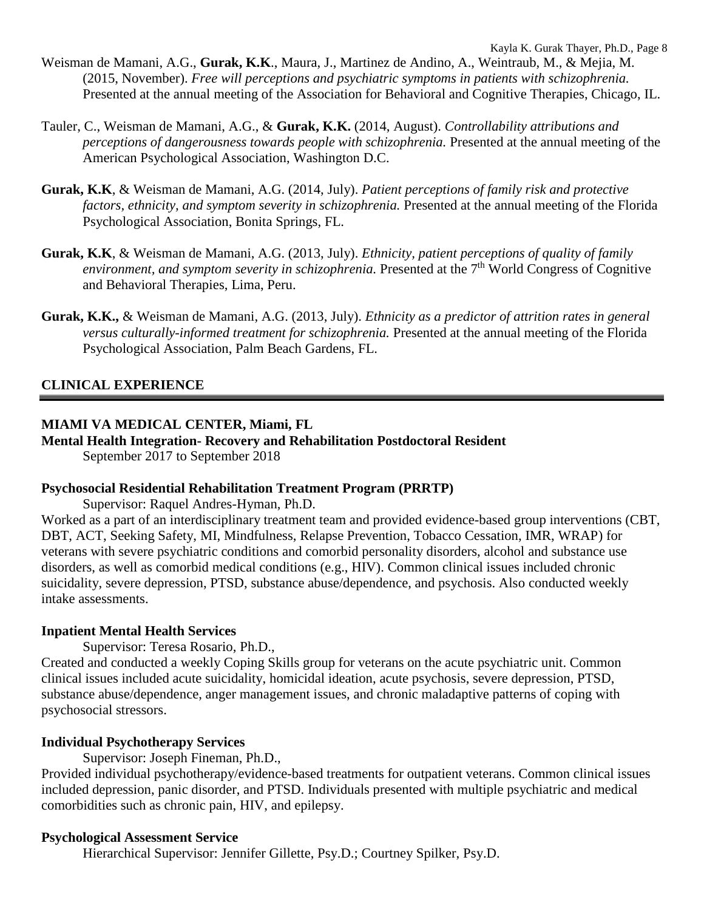Weisman de Mamani, A.G., **Gurak, K.K**., Maura, J., Martinez de Andino, A., Weintraub, M., & Mejia, M. (2015, November). *Free will perceptions and psychiatric symptoms in patients with schizophrenia.* Presented at the annual meeting of the Association for Behavioral and Cognitive Therapies, Chicago, IL.

Tauler, C., Weisman de Mamani, A.G., & **Gurak, K.K.** (2014, August). *Controllability attributions and perceptions of dangerousness towards people with schizophrenia.* Presented at the annual meeting of the American Psychological Association, Washington D.C.

**Gurak, K.K**, & Weisman de Mamani, A.G. (2014, July). *Patient perceptions of family risk and protective factors, ethnicity, and symptom severity in schizophrenia.* Presented at the annual meeting of the Florida Psychological Association, Bonita Springs, FL.

**Gurak, K.K**, & Weisman de Mamani, A.G. (2013, July). *Ethnicity, patient perceptions of quality of family environment, and symptom severity in schizophrenia.* Presented at the 7th World Congress of Cognitive and Behavioral Therapies, Lima, Peru.

**Gurak, K.K.,** & Weisman de Mamani, A.G. (2013, July). *Ethnicity as a predictor of attrition rates in general versus culturally-informed treatment for schizophrenia.* Presented at the annual meeting of the Florida Psychological Association, Palm Beach Gardens, FL.

## CLINICAL EXPERIENCE

**MIAMI VA MEDICAL CENTER, Miami, FL**
**Mental Health Integration- Recovery and Rehabilitation Postdoctoral Resident**
September 2017 to September 2018

**Psychosocial Residential Rehabilitation Treatment Program (PRRTP)**
Supervisor: Raquel Andres-Hyman, Ph.D.
Worked as a part of an interdisciplinary treatment team and provided evidence-based group interventions (CBT, DBT, ACT, Seeking Safety, MI, Mindfulness, Relapse Prevention, Tobacco Cessation, IMR, WRAP) for veterans with severe psychiatric conditions and comorbid personality disorders, alcohol and substance use disorders, as well as comorbid medical conditions (e.g., HIV). Common clinical issues included chronic suicidality, severe depression, PTSD, substance abuse/dependence, and psychosis. Also conducted weekly intake assessments.

**Inpatient Mental Health Services**
Supervisor: Teresa Rosario, Ph.D.,
Created and conducted a weekly Coping Skills group for veterans on the acute psychiatric unit. Common clinical issues included acute suicidality, homicidal ideation, acute psychosis, severe depression, PTSD, substance abuse/dependence, anger management issues, and chronic maladaptive patterns of coping with psychosocial stressors.

**Individual Psychotherapy Services**
Supervisor: Joseph Fineman, Ph.D.,
Provided individual psychotherapy/evidence-based treatments for outpatient veterans. Common clinical issues included depression, panic disorder, and PTSD. Individuals presented with multiple psychiatric and medical comorbidities such as chronic pain, HIV, and epilepsy.

**Psychological Assessment Service**
Hierarchical Supervisor: Jennifer Gillette, Psy.D.; Courtney Spilker, Psy.D.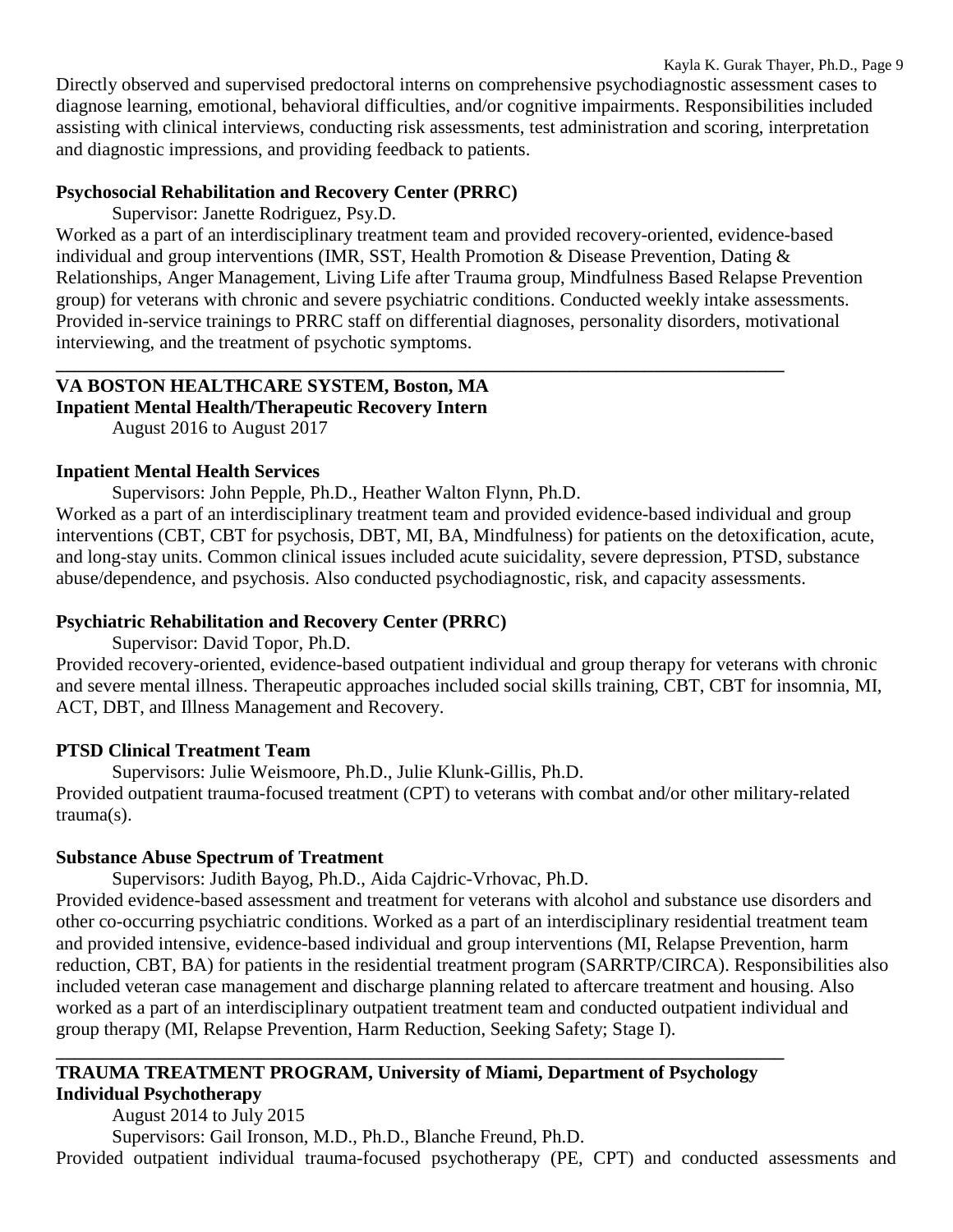Directly observed and supervised predoctoral interns on comprehensive psychodiagnostic assessment cases to diagnose learning, emotional, behavioral difficulties, and/or cognitive impairments. Responsibilities included assisting with clinical interviews, conducting risk assessments, test administration and scoring, interpretation and diagnostic impressions, and providing feedback to patients.

**Psychosocial Rehabilitation and Recovery Center (PRRC)**

Supervisor: Janette Rodriguez, Psy.D.

Worked as a part of an interdisciplinary treatment team and provided recovery-oriented, evidence-based individual and group interventions (IMR, SST, Health Promotion & Disease Prevention, Dating & Relationships, Anger Management, Living Life after Trauma group, Mindfulness Based Relapse Prevention group) for veterans with chronic and severe psychiatric conditions. Conducted weekly intake assessments. Provided in-service trainings to PRRC staff on differential diagnoses, personality disorders, motivational interviewing, and the treatment of psychotic symptoms.

---

**VA BOSTON HEALTHCARE SYSTEM, Boston, MA**
**Inpatient Mental Health/Therapeutic Recovery Intern**

August 2016 to August 2017

**Inpatient Mental Health Services**

Supervisors: John Pepple, Ph.D., Heather Walton Flynn, Ph.D.

Worked as a part of an interdisciplinary treatment team and provided evidence-based individual and group interventions (CBT, CBT for psychosis, DBT, MI, BA, Mindfulness) for patients on the detoxification, acute, and long-stay units. Common clinical issues included acute suicidality, severe depression, PTSD, substance abuse/dependence, and psychosis. Also conducted psychodiagnostic, risk, and capacity assessments.

**Psychiatric Rehabilitation and Recovery Center (PRRC)**

Supervisor: David Topor, Ph.D.

Provided recovery-oriented, evidence-based outpatient individual and group therapy for veterans with chronic and severe mental illness. Therapeutic approaches included social skills training, CBT, CBT for insomnia, MI, ACT, DBT, and Illness Management and Recovery.

**PTSD Clinical Treatment Team**

Supervisors: Julie Weismoore, Ph.D., Julie Klunk-Gillis, Ph.D.

Provided outpatient trauma-focused treatment (CPT) to veterans with combat and/or other military-related trauma(s).

**Substance Abuse Spectrum of Treatment**

Supervisors: Judith Bayog, Ph.D., Aida Cajdric-Vrhovac, Ph.D.

Provided evidence-based assessment and treatment for veterans with alcohol and substance use disorders and other co-occurring psychiatric conditions. Worked as a part of an interdisciplinary residential treatment team and provided intensive, evidence-based individual and group interventions (MI, Relapse Prevention, harm reduction, CBT, BA) for patients in the residential treatment program (SARRTP/CIRCA). Responsibilities also included veteran case management and discharge planning related to aftercare treatment and housing. Also worked as a part of an interdisciplinary outpatient treatment team and conducted outpatient individual and group therapy (MI, Relapse Prevention, Harm Reduction, Seeking Safety; Stage I).

---

**TRAUMA TREATMENT PROGRAM, University of Miami, Department of Psychology**
**Individual Psychotherapy**

August 2014 to July 2015

Supervisors: Gail Ironson, M.D., Ph.D., Blanche Freund, Ph.D.

Provided outpatient individual trauma-focused psychotherapy (PE, CPT) and conducted assessments and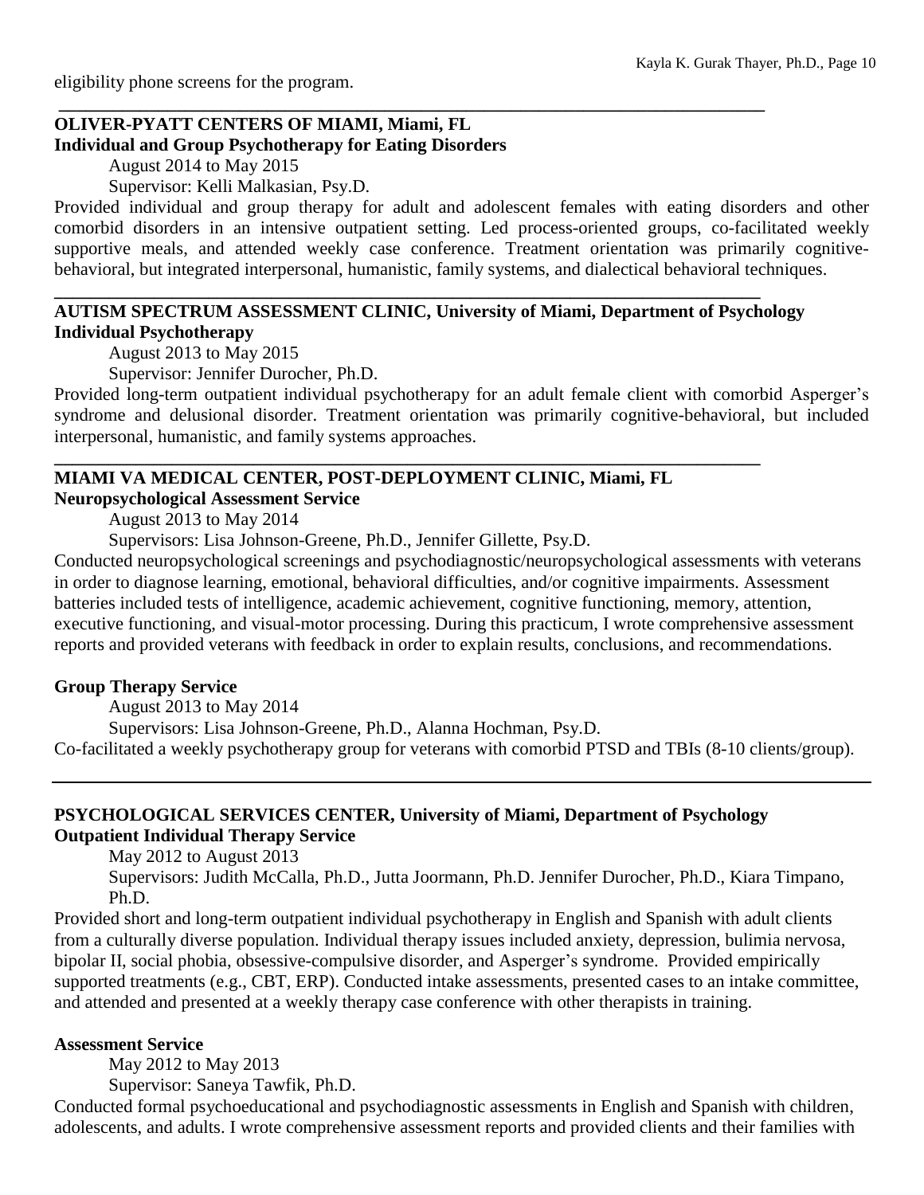eligibility phone screens for the program.

---

**OLIVER-PYATT CENTERS OF MIAMI, Miami, FL**
**Individual and Group Psychotherapy for Eating Disorders**

August 2014 to May 2015
Supervisor: Kelli Malkasian, Psy.D.

Provided individual and group therapy for adult and adolescent females with eating disorders and other comorbid disorders in an intensive outpatient setting. Led process-oriented groups, co-facilitated weekly supportive meals, and attended weekly case conference. Treatment orientation was primarily cognitive-behavioral, but integrated interpersonal, humanistic, family systems, and dialectical behavioral techniques.

---

**AUTISM SPECTRUM ASSESSMENT CLINIC, University of Miami, Department of Psychology**
**Individual Psychotherapy**

August 2013 to May 2015
Supervisor: Jennifer Durocher, Ph.D.

Provided long-term outpatient individual psychotherapy for an adult female client with comorbid Asperger's syndrome and delusional disorder. Treatment orientation was primarily cognitive-behavioral, but included interpersonal, humanistic, and family systems approaches.

---

**MIAMI VA MEDICAL CENTER, POST-DEPLOYMENT CLINIC, Miami, FL**
**Neuropsychological Assessment Service**

August 2013 to May 2014
Supervisors: Lisa Johnson-Greene, Ph.D., Jennifer Gillette, Psy.D.

Conducted neuropsychological screenings and psychodiagnostic/neuropsychological assessments with veterans in order to diagnose learning, emotional, behavioral difficulties, and/or cognitive impairments. Assessment batteries included tests of intelligence, academic achievement, cognitive functioning, memory, attention, executive functioning, and visual-motor processing. During this practicum, I wrote comprehensive assessment reports and provided veterans with feedback in order to explain results, conclusions, and recommendations.

**Group Therapy Service**

August 2013 to May 2014
Supervisors: Lisa Johnson-Greene, Ph.D., Alanna Hochman, Psy.D.

Co-facilitated a weekly psychotherapy group for veterans with comorbid PTSD and TBIs (8-10 clients/group).

---

**PSYCHOLOGICAL SERVICES CENTER, University of Miami, Department of Psychology**
**Outpatient Individual Therapy Service**

May 2012 to August 2013
Supervisors: Judith McCalla, Ph.D., Jutta Joormann, Ph.D. Jennifer Durocher, Ph.D., Kiara Timpano, Ph.D.

Provided short and long-term outpatient individual psychotherapy in English and Spanish with adult clients from a culturally diverse population. Individual therapy issues included anxiety, depression, bulimia nervosa, bipolar II, social phobia, obsessive-compulsive disorder, and Asperger's syndrome. Provided empirically supported treatments (e.g., CBT, ERP). Conducted intake assessments, presented cases to an intake committee, and attended and presented at a weekly therapy case conference with other therapists in training.

**Assessment Service**

May 2012 to May 2013
Supervisor: Saneya Tawfik, Ph.D.

Conducted formal psychoeducational and psychodiagnostic assessments in English and Spanish with children, adolescents, and adults. I wrote comprehensive assessment reports and provided clients and their families with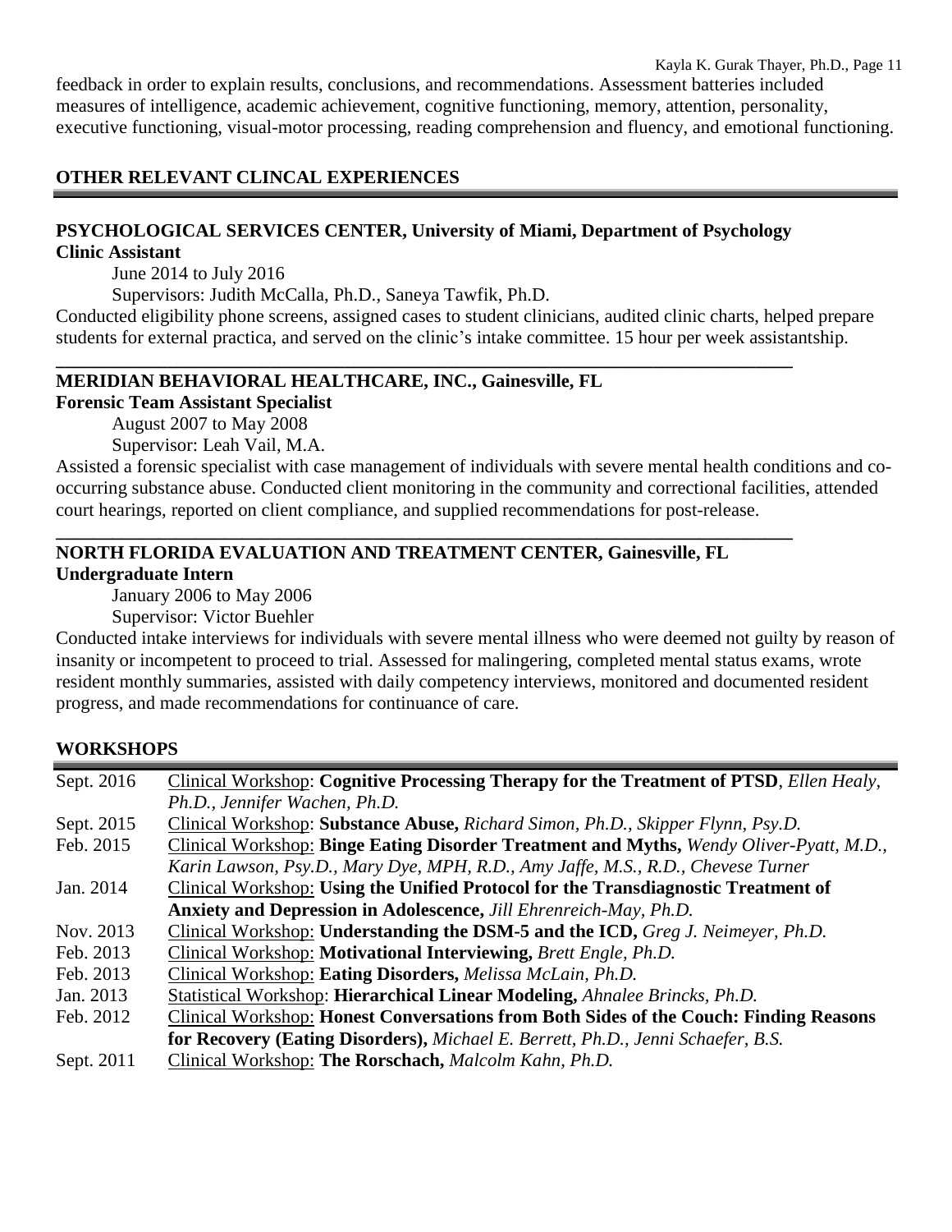feedback in order to explain results, conclusions, and recommendations. Assessment batteries included measures of intelligence, academic achievement, cognitive functioning, memory, attention, personality, executive functioning, visual-motor processing, reading comprehension and fluency, and emotional functioning.

## OTHER RELEVANT CLINCAL EXPERIENCES

**PSYCHOLOGICAL SERVICES CENTER, University of Miami, Department of Psychology**
**Clinic Assistant**

June 2014 to July 2016

Supervisors: Judith McCalla, Ph.D., Saneya Tawfik, Ph.D.

Conducted eligibility phone screens, assigned cases to student clinicians, audited clinic charts, helped prepare students for external practica, and served on the clinic's intake committee. 15 hour per week assistantship.

---

**MERIDIAN BEHAVIORAL HEALTHCARE, INC., Gainesville, FL**
**Forensic Team Assistant Specialist**

August 2007 to May 2008

Supervisor: Leah Vail, M.A.

Assisted a forensic specialist with case management of individuals with severe mental health conditions and co-occurring substance abuse. Conducted client monitoring in the community and correctional facilities, attended court hearings, reported on client compliance, and supplied recommendations for post-release.

---

**NORTH FLORIDA EVALUATION AND TREATMENT CENTER, Gainesville, FL**
**Undergraduate Intern**

January 2006 to May 2006

Supervisor: Victor Buehler

Conducted intake interviews for individuals with severe mental illness who were deemed not guilty by reason of insanity or incompetent to proceed to trial. Assessed for malingering, completed mental status exams, wrote resident monthly summaries, assisted with daily competency interviews, monitored and documented resident progress, and made recommendations for continuance of care.

## WORKSHOPS

| | |
|---|---|
| Sept. 2016 | Clinical Workshop: **Cognitive Processing Therapy for the Treatment of PTSD**, *Ellen Healy, Ph.D., Jennifer Wachen, Ph.D.* |
| Sept. 2015 | Clinical Workshop: **Substance Abuse,** *Richard Simon, Ph.D., Skipper Flynn, Psy.D.* |
| Feb. 2015 | Clinical Workshop: **Binge Eating Disorder Treatment and Myths,** *Wendy Oliver-Pyatt, M.D., Karin Lawson, Psy.D., Mary Dye, MPH, R.D., Amy Jaffe, M.S., R.D., Chevese Turner* |
| Jan. 2014 | Clinical Workshop: **Using the Unified Protocol for the Transdiagnostic Treatment of Anxiety and Depression in Adolescence,** *Jill Ehrenreich-May, Ph.D.* |
| Nov. 2013 | Clinical Workshop: **Understanding the DSM-5 and the ICD,** *Greg J. Neimeyer, Ph.D.* |
| Feb. 2013 | Clinical Workshop: **Motivational Interviewing,** *Brett Engle, Ph.D.* |
| Feb. 2013 | Clinical Workshop: **Eating Disorders,** *Melissa McLain, Ph.D.* |
| Jan. 2013 | Statistical Workshop: **Hierarchical Linear Modeling,** *Ahnalee Brincks, Ph.D.* |
| Feb. 2012 | Clinical Workshop: **Honest Conversations from Both Sides of the Couch: Finding Reasons for Recovery (Eating Disorders),** *Michael E. Berrett, Ph.D., Jenni Schaefer, B.S.* |
| Sept. 2011 | Clinical Workshop: **The Rorschach,** *Malcolm Kahn, Ph.D.* |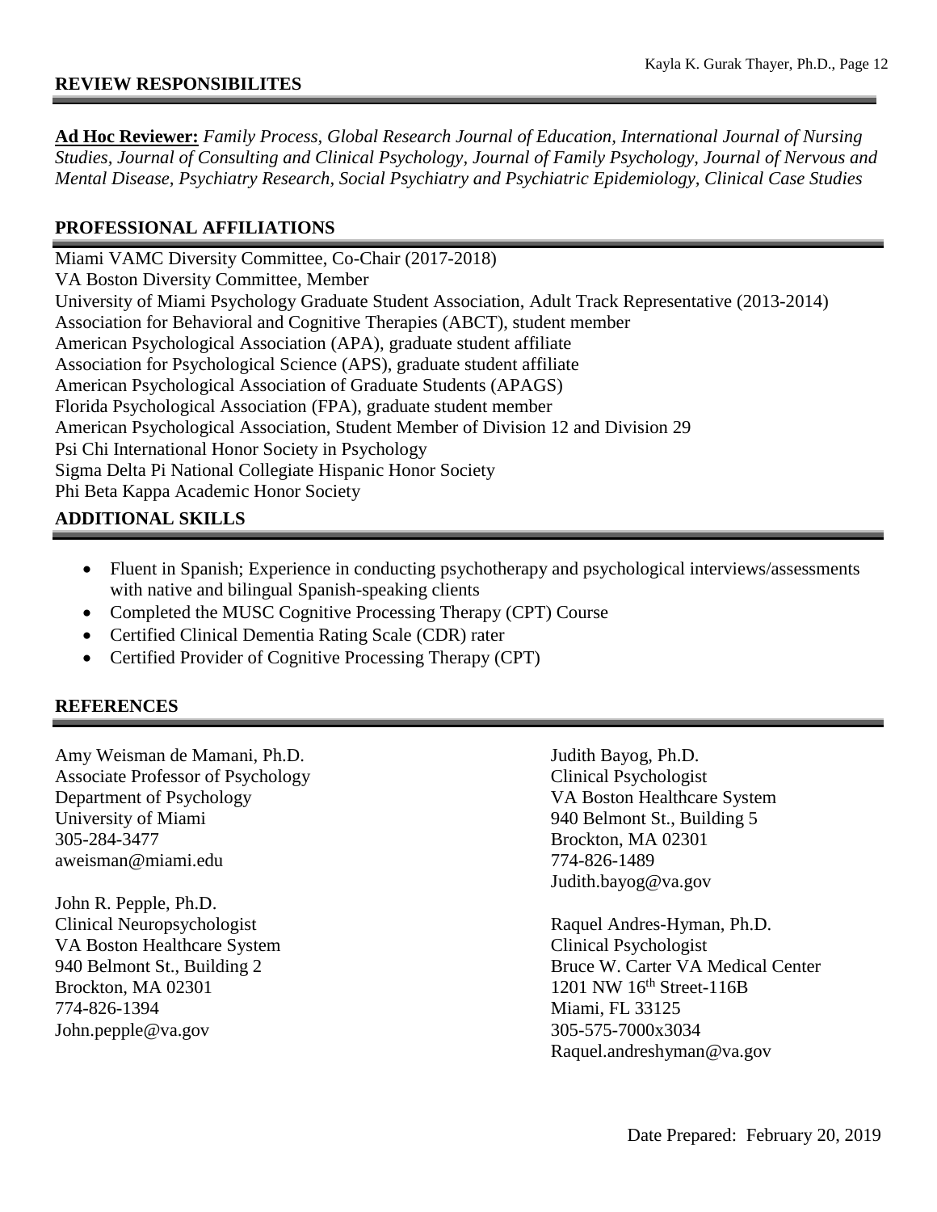## REVIEW RESPONSIBILITES

**Ad Hoc Reviewer:** *Family Process, Global Research Journal of Education, International Journal of Nursing Studies, Journal of Consulting and Clinical Psychology, Journal of Family Psychology, Journal of Nervous and Mental Disease, Psychiatry Research, Social Psychiatry and Psychiatric Epidemiology, Clinical Case Studies*

## PROFESSIONAL AFFILIATIONS

Miami VAMC Diversity Committee, Co-Chair (2017-2018)
VA Boston Diversity Committee, Member
University of Miami Psychology Graduate Student Association, Adult Track Representative (2013-2014)
Association for Behavioral and Cognitive Therapies (ABCT), student member
American Psychological Association (APA), graduate student affiliate
Association for Psychological Science (APS), graduate student affiliate
American Psychological Association of Graduate Students (APAGS)
Florida Psychological Association (FPA), graduate student member
American Psychological Association, Student Member of Division 12 and Division 29
Psi Chi International Honor Society in Psychology
Sigma Delta Pi National Collegiate Hispanic Honor Society
Phi Beta Kappa Academic Honor Society

## ADDITIONAL SKILLS

- Fluent in Spanish; Experience in conducting psychotherapy and psychological interviews/assessments with native and bilingual Spanish-speaking clients
- Completed the MUSC Cognitive Processing Therapy (CPT) Course
- Certified Clinical Dementia Rating Scale (CDR) rater
- Certified Provider of Cognitive Processing Therapy (CPT)

## REFERENCES

Amy Weisman de Mamani, Ph.D.
Associate Professor of Psychology
Department of Psychology
University of Miami
305-284-3477
aweisman@miami.edu

John R. Pepple, Ph.D.
Clinical Neuropsychologist
VA Boston Healthcare System
940 Belmont St., Building 2
Brockton, MA 02301
774-826-1394
John.pepple@va.gov

Judith Bayog, Ph.D.
Clinical Psychologist
VA Boston Healthcare System
940 Belmont St., Building 5
Brockton, MA 02301
774-826-1489
Judith.bayog@va.gov

Raquel Andres-Hyman, Ph.D.
Clinical Psychologist
Bruce W. Carter VA Medical Center
1201 NW 16th Street-116B
Miami, FL 33125
305-575-7000x3034
Raquel.andreshyman@va.gov

Date Prepared: February 20, 2019